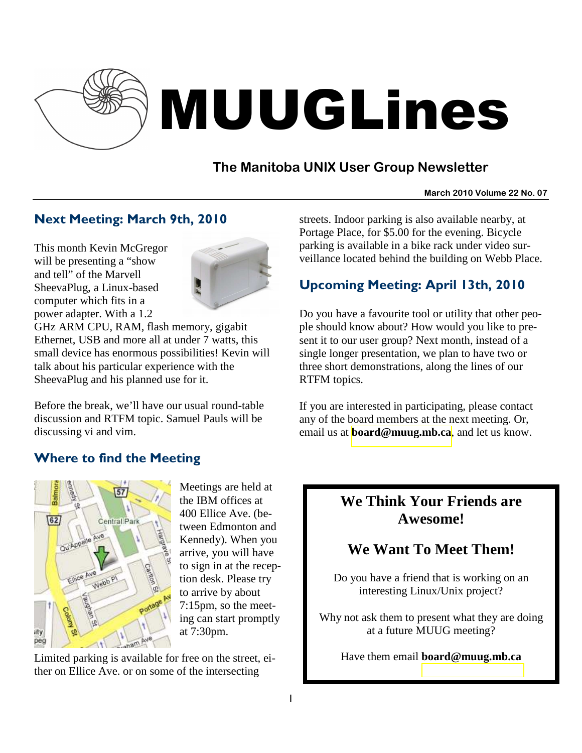# MUUGLines

## The Manitoba UNIX User Group Newsletter

**March 2010 Volume 22 No. 07**

### Next Meeting: March 9th, 2010

This month Kevin McGregor will be presenting a "show and tell" of the Marvell SheevaPlug, a Linux-based computer which fits in a power adapter. With a 1.2 GHz ARM CPU, RAM, flash memory, gigabit Ethernet, USB and more all at under 7 watts, this small device has enormous possibilities! Kevin will talk about his particular experience with the SheevaPlug and his planned use for it.

Before the break, we'll have our usual round-table discussion and RTFM topic. Samuel Pauls will be discussing vi and vim.

### Where to find the Meeting

Meetings are held at the IBM offices at 400 Ellice Ave. (between Edmonton and Kennedy). When you arrive, you will have to sign in at the reception desk. Please try to arrive by about 7:15pm, so the meeting can start promptly at 7:30pm.

Limited parking is available for free on the street, either on Ellice Ave. or on some of the intersecting streets. Indoor parking is also available nearby, at Portage Place, for $5.00 for the evening. Bicycle parking is available in a bike rack under video surveillance located behind the building on Webb Place.

### Upcoming Meeting: April 13th, 2010

Do you have a favourite tool or utility that other people should know about? How would you like to present it to our user group? Next month, instead of a single longer presentation, we plan to have two or three short demonstrations, along the lines of our RTFM topics.

If you are interested in participating, please contact any of the board members at the next meeting. Or, email us at **board@muug.mb.ca**, and let us know.

---

**We Think Your Friends are Awesome!**

**We Want To Meet Them!**

Do you have a friend that is working on an interesting Linux/Unix project?

Why not ask them to present what they are doing at a future MUUG meeting?

Have them email **board@muug.mb.ca**

---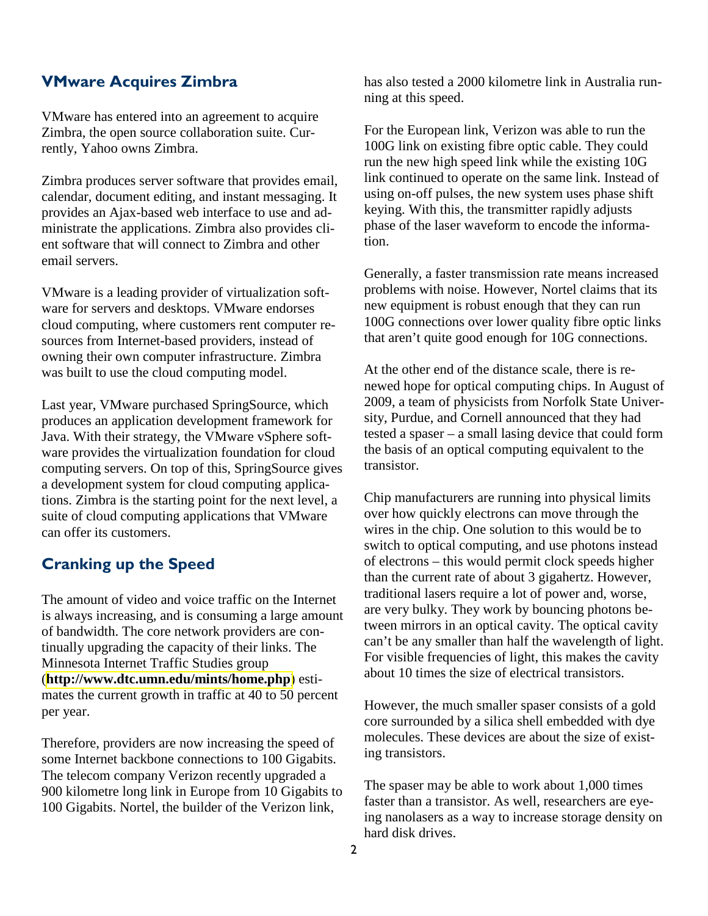## VMware Acquires Zimbra

VMware has entered into an agreement to acquire Zimbra, the open source collaboration suite. Currently, Yahoo owns Zimbra.

Zimbra produces server software that provides email, calendar, document editing, and instant messaging. It provides an Ajax-based web interface to use and administrate the applications. Zimbra also provides client software that will connect to Zimbra and other email servers.

VMware is a leading provider of virtualization software for servers and desktops. VMware endorses cloud computing, where customers rent computer resources from Internet-based providers, instead of owning their own computer infrastructure. Zimbra was built to use the cloud computing model.

Last year, VMware purchased SpringSource, which produces an application development framework for Java. With their strategy, the VMware vSphere software provides the virtualization foundation for cloud computing servers. On top of this, SpringSource gives a development system for cloud computing applications. Zimbra is the starting point for the next level, a suite of cloud computing applications that VMware can offer its customers.

## Cranking up the Speed

The amount of video and voice traffic on the Internet is always increasing, and is consuming a large amount of bandwidth. The core network providers are continually upgrading the capacity of their links. The Minnesota Internet Traffic Studies group (**http://www.dtc.umn.edu/mints/home.php**) estimates the current growth in traffic at 40 to 50 percent per year.

Therefore, providers are now increasing the speed of some Internet backbone connections to 100 Gigabits. The telecom company Verizon recently upgraded a 900 kilometre long link in Europe from 10 Gigabits to 100 Gigabits. Nortel, the builder of the Verizon link, has also tested a 2000 kilometre link in Australia running at this speed.

For the European link, Verizon was able to run the 100G link on existing fibre optic cable. They could run the new high speed link while the existing 10G link continued to operate on the same link. Instead of using on-off pulses, the new system uses phase shift keying. With this, the transmitter rapidly adjusts phase of the laser waveform to encode the information.

Generally, a faster transmission rate means increased problems with noise. However, Nortel claims that its new equipment is robust enough that they can run 100G connections over lower quality fibre optic links that aren't quite good enough for 10G connections.

At the other end of the distance scale, there is renewed hope for optical computing chips. In August of 2009, a team of physicists from Norfolk State University, Purdue, and Cornell announced that they had tested a spaser – a small lasing device that could form the basis of an optical computing equivalent to the transistor.

Chip manufacturers are running into physical limits over how quickly electrons can move through the wires in the chip. One solution to this would be to switch to optical computing, and use photons instead of electrons – this would permit clock speeds higher than the current rate of about 3 gigahertz. However, traditional lasers require a lot of power and, worse, are very bulky. They work by bouncing photons between mirrors in an optical cavity. The optical cavity can't be any smaller than half the wavelength of light. For visible frequencies of light, this makes the cavity about 10 times the size of electrical transistors.

However, the much smaller spaser consists of a gold core surrounded by a silica shell embedded with dye molecules. These devices are about the size of existing transistors.

The spaser may be able to work about 1,000 times faster than a transistor. As well, researchers are eyeing nanolasers as a way to increase storage density on hard disk drives.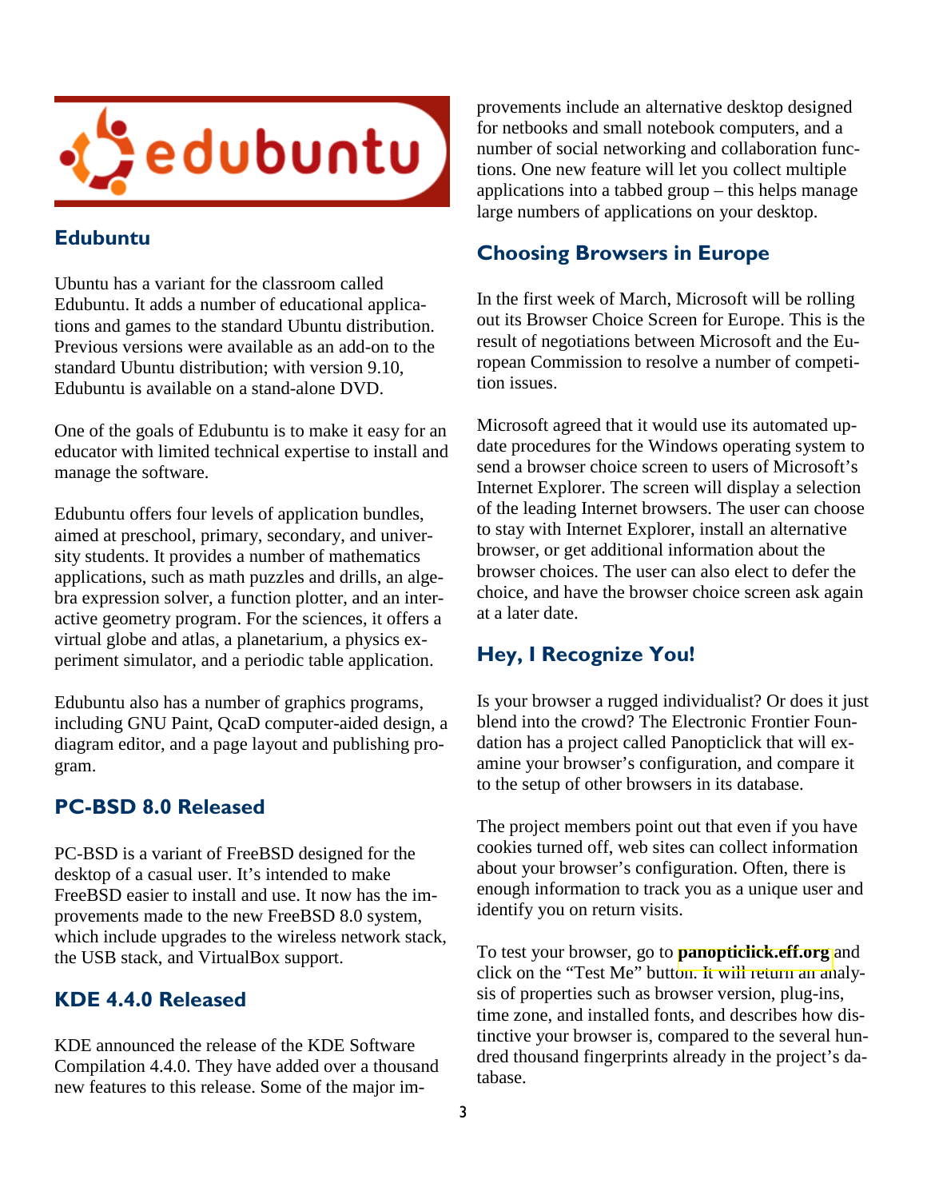## Edubuntu

Ubuntu has a variant for the classroom called Edubuntu. It adds a number of educational applications and games to the standard Ubuntu distribution. Previous versions were available as an add-on to the standard Ubuntu distribution; with version 9.10, Edubuntu is available on a stand-alone DVD.

One of the goals of Edubuntu is to make it easy for an educator with limited technical expertise to install and manage the software.

Edubuntu offers four levels of application bundles, aimed at preschool, primary, secondary, and university students. It provides a number of mathematics applications, such as math puzzles and drills, an algebra expression solver, a function plotter, and an interactive geometry program. For the sciences, it offers a virtual globe and atlas, a planetarium, a physics experiment simulator, and a periodic table application.

Edubuntu also has a number of graphics programs, including GNU Paint, QcaD computer-aided design, a diagram editor, and a page layout and publishing program.

## PC-BSD 8.0 Released

PC-BSD is a variant of FreeBSD designed for the desktop of a casual user. It's intended to make FreeBSD easier to install and use. It now has the improvements made to the new FreeBSD 8.0 system, which include upgrades to the wireless network stack, the USB stack, and VirtualBox support.

## KDE 4.4.0 Released

KDE announced the release of the KDE Software Compilation 4.4.0. They have added over a thousand new features to this release. Some of the major improvements include an alternative desktop designed for netbooks and small notebook computers, and a number of social networking and collaboration functions. One new feature will let you collect multiple applications into a tabbed group – this helps manage large numbers of applications on your desktop.

## Choosing Browsers in Europe

In the first week of March, Microsoft will be rolling out its Browser Choice Screen for Europe. This is the result of negotiations between Microsoft and the European Commission to resolve a number of competition issues.

Microsoft agreed that it would use its automated update procedures for the Windows operating system to send a browser choice screen to users of Microsoft's Internet Explorer. The screen will display a selection of the leading Internet browsers. The user can choose to stay with Internet Explorer, install an alternative browser, or get additional information about the browser choices. The user can also elect to defer the choice, and have the browser choice screen ask again at a later date.

## Hey, I Recognize You!

Is your browser a rugged individualist? Or does it just blend into the crowd? The Electronic Frontier Foundation has a project called Panopticlick that will examine your browser's configuration, and compare it to the setup of other browsers in its database.

The project members point out that even if you have cookies turned off, web sites can collect information about your browser's configuration. Often, there is enough information to track you as a unique user and identify you on return visits.

To test your browser, go to **panopticlick.eff.org** and click on the "Test Me" button. It will return an analysis of properties such as browser version, plug-ins, time zone, and installed fonts, and describes how distinctive your browser is, compared to the several hundred thousand fingerprints already in the project's database.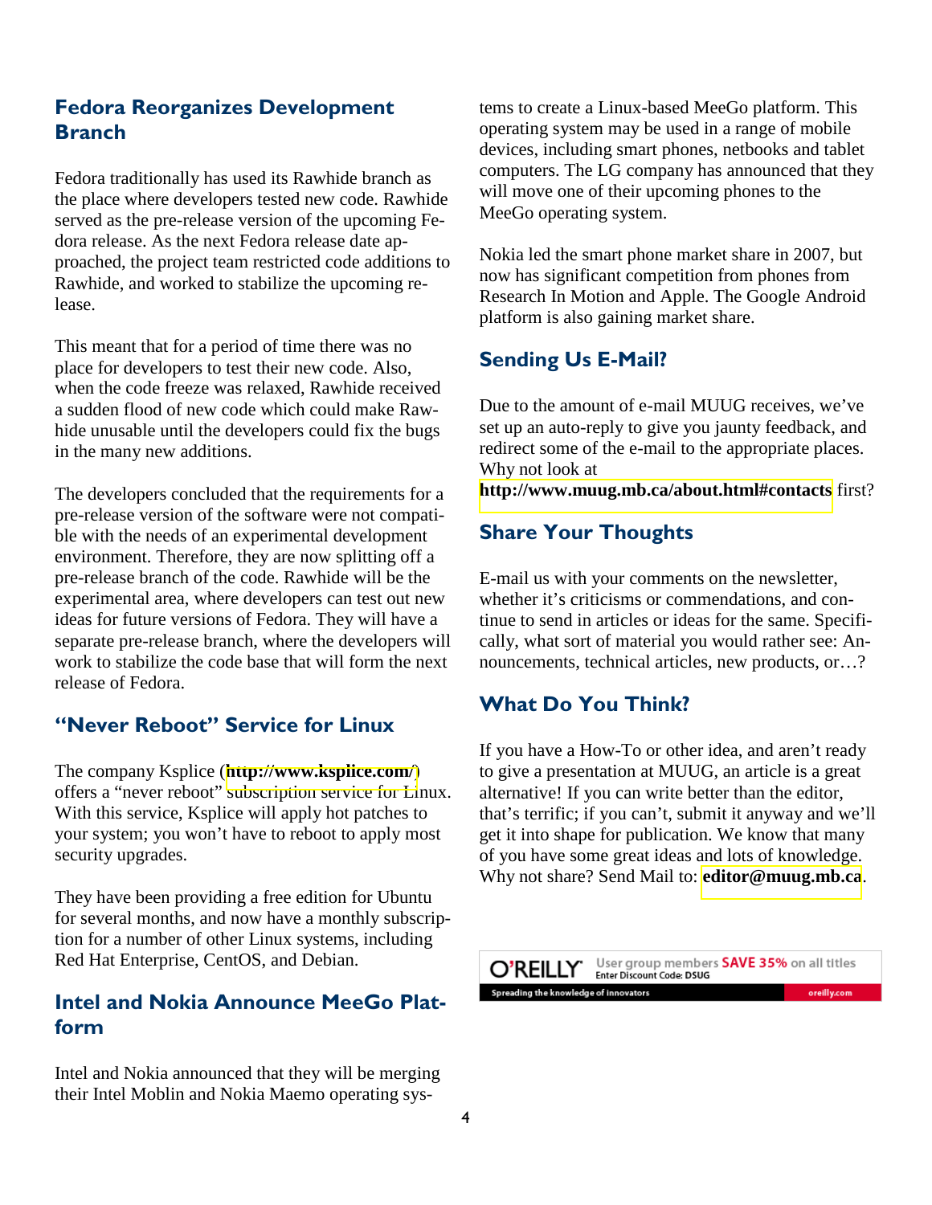## Fedora Reorganizes Development Branch

Fedora traditionally has used its Rawhide branch as the place where developers tested new code. Rawhide served as the pre-release version of the upcoming Fedora release. As the next Fedora release date approached, the project team restricted code additions to Rawhide, and worked to stabilize the upcoming release.

This meant that for a period of time there was no place for developers to test their new code. Also, when the code freeze was relaxed, Rawhide received a sudden flood of new code which could make Rawhide unusable until the developers could fix the bugs in the many new additions.

The developers concluded that the requirements for a pre-release version of the software were not compatible with the needs of an experimental development environment. Therefore, they are now splitting off a pre-release branch of the code. Rawhide will be the experimental area, where developers can test out new ideas for future versions of Fedora. They will have a separate pre-release branch, where the developers will work to stabilize the code base that will form the next release of Fedora.

## "Never Reboot" Service for Linux

The company Ksplice (**http://www.ksplice.com/**) offers a "never reboot" subscription service for Linux. With this service, Ksplice will apply hot patches to your system; you won't have to reboot to apply most security upgrades.

They have been providing a free edition for Ubuntu for several months, and now have a monthly subscription for a number of other Linux systems, including Red Hat Enterprise, CentOS, and Debian.

## Intel and Nokia Announce MeeGo Platform

Intel and Nokia announced that they will be merging their Intel Moblin and Nokia Maemo operating systems to create a Linux-based MeeGo platform. This operating system may be used in a range of mobile devices, including smart phones, netbooks and tablet computers. The LG company has announced that they will move one of their upcoming phones to the MeeGo operating system.

Nokia led the smart phone market share in 2007, but now has significant competition from phones from Research In Motion and Apple. The Google Android platform is also gaining market share.

## Sending Us E-Mail?

Due to the amount of e-mail MUUG receives, we've set up an auto-reply to give you jaunty feedback, and redirect some of the e-mail to the appropriate places. Why not look at **http://www.muug.mb.ca/about.html#contacts** first?

## Share Your Thoughts

E-mail us with your comments on the newsletter, whether it's criticisms or commendations, and continue to send in articles or ideas for the same. Specifically, what sort of material you would rather see: Announcements, technical articles, new products, or…?

## What Do You Think?

If you have a How-To or other idea, and aren't ready to give a presentation at MUUG, an article is a great alternative! If you can write better than the editor, that's terrific; if you can't, submit it anyway and we'll get it into shape for publication. We know that many of you have some great ideas and lots of knowledge. Why not share? Send Mail to: **editor@muug.mb.ca**.

O'REILLY — User group members **SAVE 35%** on all titles. Enter Discount Code: DSUG

Spreading the knowledge of innovators — oreilly.com